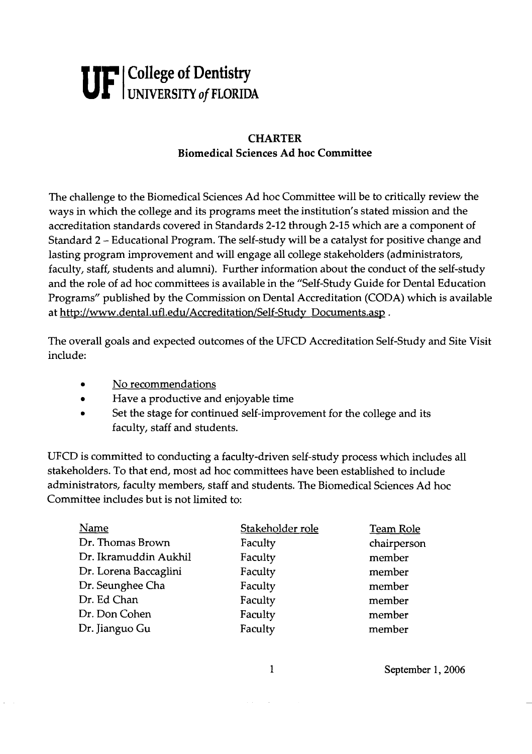**UF | College of Dentistry**
**UNIVERSITY of FLORIDA**

## CHARTER
### Biomedical Sciences Ad hoc Committee

The challenge to the Biomedical Sciences Ad hoc Committee will be to critically review the ways in which the college and its programs meet the institution's stated mission and the accreditation standards covered in Standards 2-12 through 2-15 which are a component of Standard 2 – Educational Program. The self-study will be a catalyst for positive change and lasting program improvement and will engage all college stakeholders (administrators, faculty, staff, students and alumni). Further information about the conduct of the self-study and the role of ad hoc committees is available in the "Self-Study Guide for Dental Education Programs" published by the Commission on Dental Accreditation (CODA) which is available at http://www.dental.ufl.edu/Accreditation/Self-Study_Documents.asp .

The overall goals and expected outcomes of the UFCD Accreditation Self-Study and Site Visit include:

- No recommendations
- Have a productive and enjoyable time
- Set the stage for continued self-improvement for the college and its faculty, staff and students.

UFCD is committed to conducting a faculty-driven self-study process which includes all stakeholders. To that end, most ad hoc committees have been established to include administrators, faculty members, staff and students. The Biomedical Sciences Ad hoc Committee includes but is not limited to:

| Name | Stakeholder role | Team Role |
|---|---|---|
| Dr. Thomas Brown | Faculty | chairperson |
| Dr. Ikramuddin Aukhil | Faculty | member |
| Dr. Lorena Baccaglini | Faculty | member |
| Dr. Seunghee Cha | Faculty | member |
| Dr. Ed Chan | Faculty | member |
| Dr. Don Cohen | Faculty | member |
| Dr. Jianguo Gu | Faculty | member |

September 1, 2006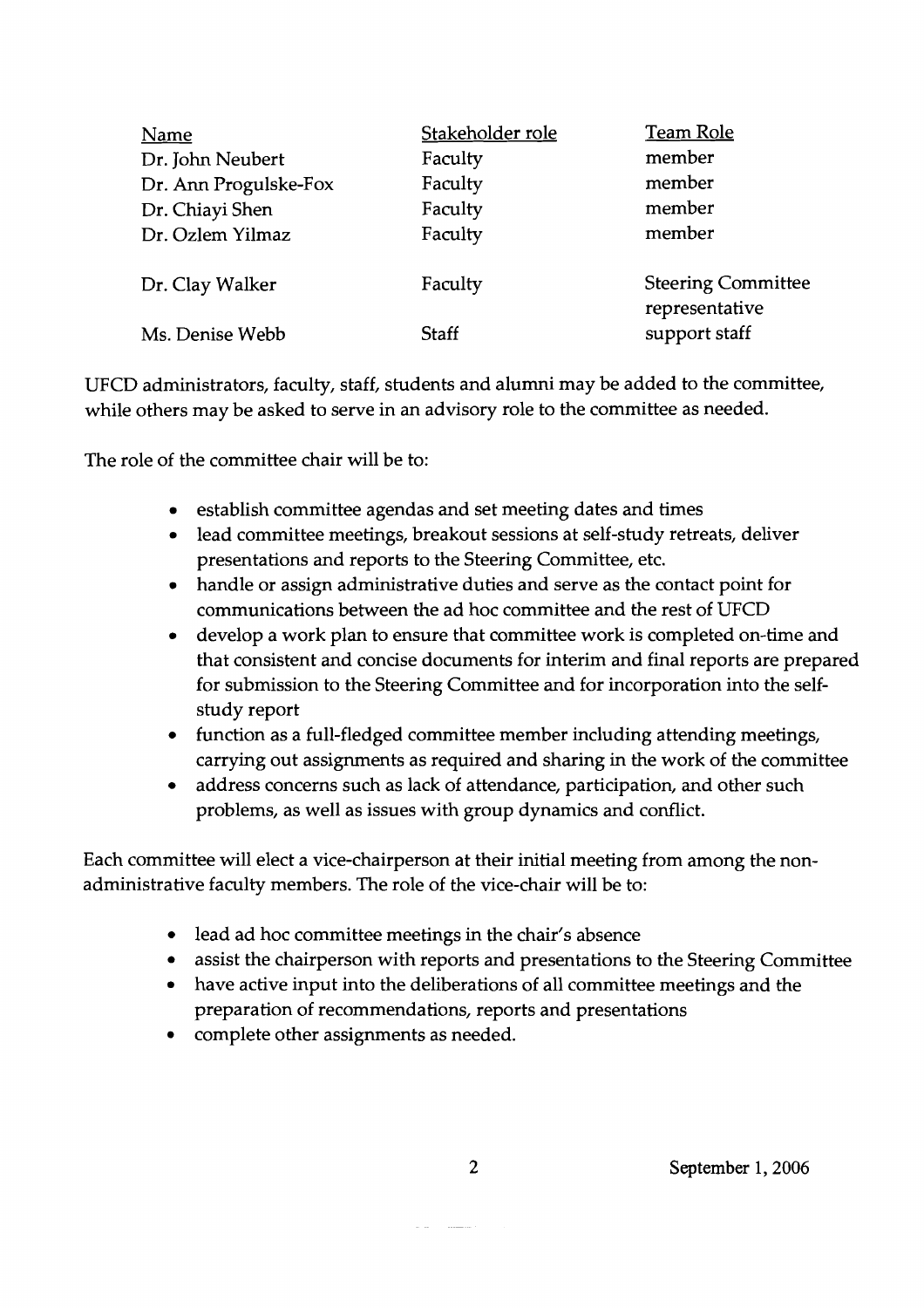| Name | Stakeholder role | Team Role |
|---|---|---|
| Dr. John Neubert | Faculty | member |
| Dr. Ann Progulske-Fox | Faculty | member |
| Dr. Chiayi Shen | Faculty | member |
| Dr. Ozlem Yilmaz | Faculty | member |
| Dr. Clay Walker | Faculty | Steering Committee representative |
| Ms. Denise Webb | Staff | support staff |

UFCD administrators, faculty, staff, students and alumni may be added to the committee, while others may be asked to serve in an advisory role to the committee as needed.

The role of the committee chair will be to:

- establish committee agendas and set meeting dates and times
- lead committee meetings, breakout sessions at self-study retreats, deliver presentations and reports to the Steering Committee, etc.
- handle or assign administrative duties and serve as the contact point for communications between the ad hoc committee and the rest of UFCD
- develop a work plan to ensure that committee work is completed on-time and that consistent and concise documents for interim and final reports are prepared for submission to the Steering Committee and for incorporation into the self-study report
- function as a full-fledged committee member including attending meetings, carrying out assignments as required and sharing in the work of the committee
- address concerns such as lack of attendance, participation, and other such problems, as well as issues with group dynamics and conflict.

Each committee will elect a vice-chairperson at their initial meeting from among the non-administrative faculty members. The role of the vice-chair will be to:

- lead ad hoc committee meetings in the chair's absence
- assist the chairperson with reports and presentations to the Steering Committee
- have active input into the deliberations of all committee meetings and the preparation of recommendations, reports and presentations
- complete other assignments as needed.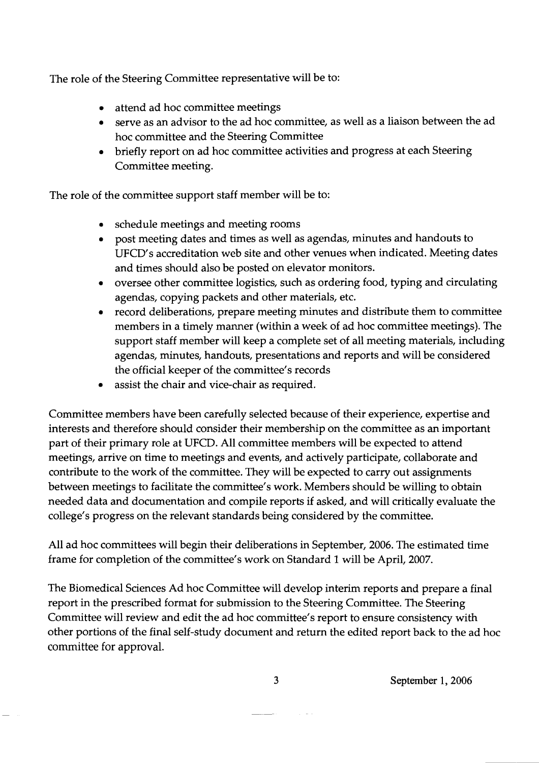The role of the Steering Committee representative will be to:

- attend ad hoc committee meetings
- serve as an advisor to the ad hoc committee, as well as a liaison between the ad hoc committee and the Steering Committee
- briefly report on ad hoc committee activities and progress at each Steering Committee meeting.

The role of the committee support staff member will be to:

- schedule meetings and meeting rooms
- post meeting dates and times as well as agendas, minutes and handouts to UFCD's accreditation web site and other venues when indicated. Meeting dates and times should also be posted on elevator monitors.
- oversee other committee logistics, such as ordering food, typing and circulating agendas, copying packets and other materials, etc.
- record deliberations, prepare meeting minutes and distribute them to committee members in a timely manner (within a week of ad hoc committee meetings). The support staff member will keep a complete set of all meeting materials, including agendas, minutes, handouts, presentations and reports and will be considered the official keeper of the committee's records
- assist the chair and vice-chair as required.

Committee members have been carefully selected because of their experience, expertise and interests and therefore should consider their membership on the committee as an important part of their primary role at UFCD. All committee members will be expected to attend meetings, arrive on time to meetings and events, and actively participate, collaborate and contribute to the work of the committee. They will be expected to carry out assignments between meetings to facilitate the committee's work. Members should be willing to obtain needed data and documentation and compile reports if asked, and will critically evaluate the college's progress on the relevant standards being considered by the committee.

All ad hoc committees will begin their deliberations in September, 2006. The estimated time frame for completion of the committee's work on Standard 1 will be April, 2007.

The Biomedical Sciences Ad hoc Committee will develop interim reports and prepare a final report in the prescribed format for submission to the Steering Committee. The Steering Committee will review and edit the ad hoc committee's report to ensure consistency with other portions of the final self-study document and return the edited report back to the ad hoc committee for approval.

September 1, 2006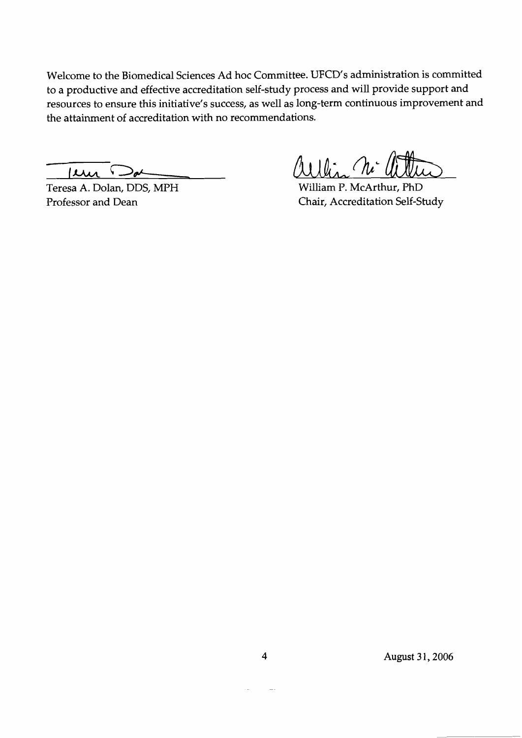Welcome to the Biomedical Sciences Ad hoc Committee. UFCD's administration is committed to a productive and effective accreditation self-study process and will provide support and resources to ensure this initiative's success, as well as long-term continuous improvement and the attainment of accreditation with no recommendations.

Teresa A. Dolan, DDS, MPH
Professor and Dean

William P. McArthur, PhD
Chair, Accreditation Self-Study

August 31, 2006